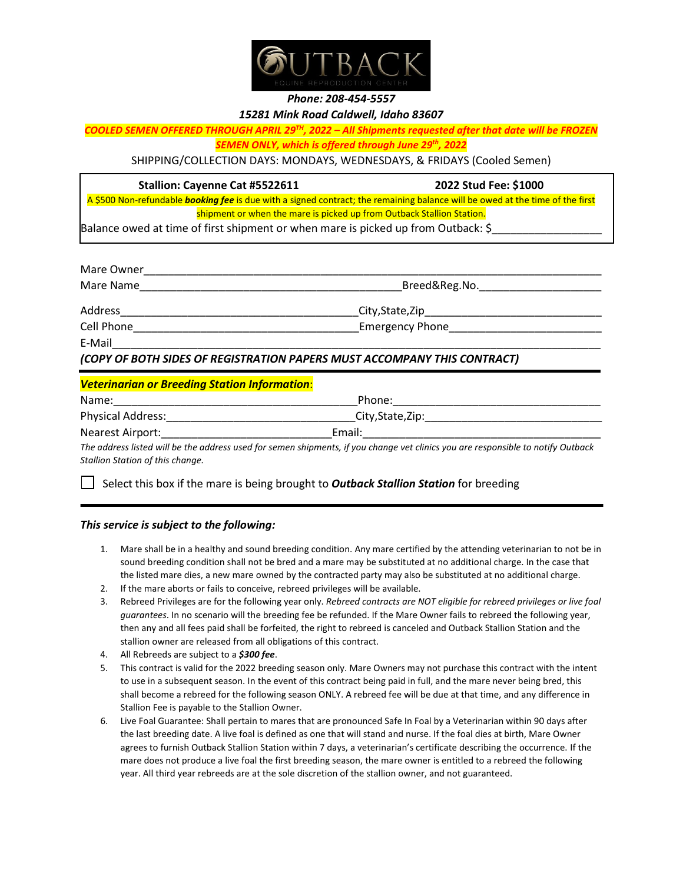**OUTBACK**
EQUINE REPRODUCTION CENTER

***Phone: 208-454-5557***

***15281 Mink Road Caldwell, Idaho 83607***

***COOLED SEMEN OFFERED THROUGH APRIL 29TH, 2022 – All Shipments requested after that date will be FROZEN SEMEN ONLY, which is offered through June 29th, 2022***

SHIPPING/COLLECTION DAYS: MONDAYS, WEDNESDAYS, & FRIDAYS (Cooled Semen)

**Stallion: Cayenne Cat #5522611** **2022 Stud Fee: $1000**

A $500 Non-refundable ***booking fee*** is due with a signed contract; the remaining balance will be owed at the time of the first shipment or when the mare is picked up from Outback Stallion Station.

Balance owed at time of first shipment or when mare is picked up from Outback: $_________________

Mare Owner___________________________________________________________________________

Mare Name____________________________________________Breed&Reg.No.____________________

Address_______________________________________City,State,Zip_____________________________

Cell Phone_____________________________________Emergency Phone_________________________

E-Mail________________________________________________________________________________

***(COPY OF BOTH SIDES OF REGISTRATION PAPERS MUST ACCOMPANY THIS CONTRACT)***

***Veterinarian or Breeding Station Information***:

Name:_________________________________________Phone:__________________________________

Physical Address:______________________________City,State,Zip:____________________________

Nearest Airport:___________________________Email:_____________________________________

*The address listed will be the address used for semen shipments, if you change vet clinics you are responsible to notify Outback Stallion Station of this change.*

☐ Select this box if the mare is being brought to ***Outback Stallion Station*** for breeding

***This service is subject to the following:***

1. Mare shall be in a healthy and sound breeding condition. Any mare certified by the attending veterinarian to not be in sound breeding condition shall not be bred and a mare may be substituted at no additional charge. In the case that the listed mare dies, a new mare owned by the contracted party may also be substituted at no additional charge.
2. If the mare aborts or fails to conceive, rebreed privileges will be available.
3. Rebreed Privileges are for the following year only. *Rebreed contracts are NOT eligible for rebreed privileges or live foal guarantees*. In no scenario will the breeding fee be refunded. If the Mare Owner fails to rebreed the following year, then any and all fees paid shall be forfeited, the right to rebreed is canceled and Outback Stallion Station and the stallion owner are released from all obligations of this contract.
4. All Rebreeds are subject to a ***$300 fee***.
5. This contract is valid for the 2022 breeding season only. Mare Owners may not purchase this contract with the intent to use in a subsequent season. In the event of this contract being paid in full, and the mare never being bred, this shall become a rebreed for the following season ONLY. A rebreed fee will be due at that time, and any difference in Stallion Fee is payable to the Stallion Owner.
6. Live Foal Guarantee: Shall pertain to mares that are pronounced Safe In Foal by a Veterinarian within 90 days after the last breeding date. A live foal is defined as one that will stand and nurse. If the foal dies at birth, Mare Owner agrees to furnish Outback Stallion Station within 7 days, a veterinarian's certificate describing the occurrence. If the mare does not produce a live foal the first breeding season, the mare owner is entitled to a rebreed the following year. All third year rebreeds are at the sole discretion of the stallion owner, and not guaranteed.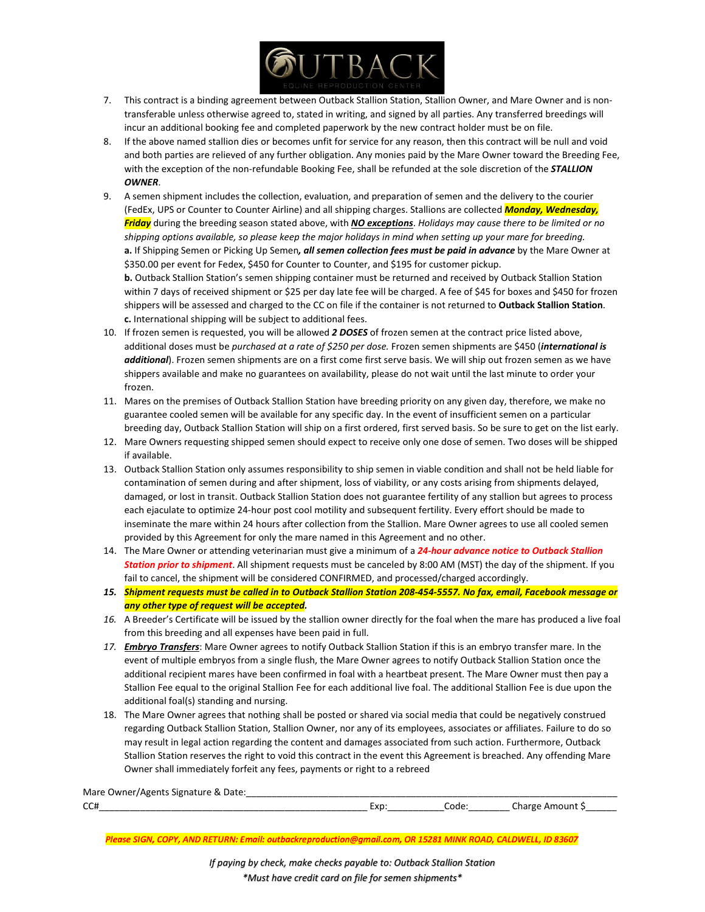7. This contract is a binding agreement between Outback Stallion Station, Stallion Owner, and Mare Owner and is non-transferable unless otherwise agreed to, stated in writing, and signed by all parties. Any transferred breedings will incur an additional booking fee and completed paperwork by the new contract holder must be on file.
8. If the above named stallion dies or becomes unfit for service for any reason, then this contract will be null and void and both parties are relieved of any further obligation. Any monies paid by the Mare Owner toward the Breeding Fee, with the exception of the non-refundable Booking Fee, shall be refunded at the sole discretion of the ***STALLION OWNER***.
9. A semen shipment includes the collection, evaluation, and preparation of semen and the delivery to the courier (FedEx, UPS or Counter to Counter Airline) and all shipping charges. Stallions are collected ***Monday, Wednesday, Friday*** during the breeding season stated above, with ***NO exceptions***. *Holidays may cause there to be limited or no shipping options available, so please keep the major holidays in mind when setting up your mare for breeding.*
   **a.** If Shipping Semen or Picking Up Semen***, all semen collection fees must be paid in advance*** by the Mare Owner at $350.00 per event for Fedex, $450 for Counter to Counter, and $195 for customer pickup.
   **b.** Outback Stallion Station's semen shipping container must be returned and received by Outback Stallion Station within 7 days of received shipment or $25 per day late fee will be charged. A fee of $45 for boxes and $450 for frozen shippers will be assessed and charged to the CC on file if the container is not returned to **Outback Stallion Station**.
   **c.** International shipping will be subject to additional fees.
10. If frozen semen is requested, you will be allowed ***2 DOSES*** of frozen semen at the contract price listed above, additional doses must be *purchased at a rate of $250 per dose.* Frozen semen shipments are $450 (***international is additional***). Frozen semen shipments are on a first come first serve basis. We will ship out frozen semen as we have shippers available and make no guarantees on availability, please do not wait until the last minute to order your frozen.
11. Mares on the premises of Outback Stallion Station have breeding priority on any given day, therefore, we make no guarantee cooled semen will be available for any specific day. In the event of insufficient semen on a particular breeding day, Outback Stallion Station will ship on a first ordered, first served basis. So be sure to get on the list early.
12. Mare Owners requesting shipped semen should expect to receive only one dose of semen. Two doses will be shipped if available.
13. Outback Stallion Station only assumes responsibility to ship semen in viable condition and shall not be held liable for contamination of semen during and after shipment, loss of viability, or any costs arising from shipments delayed, damaged, or lost in transit. Outback Stallion Station does not guarantee fertility of any stallion but agrees to process each ejaculate to optimize 24-hour post cool motility and subsequent fertility. Every effort should be made to inseminate the mare within 24 hours after collection from the Stallion. Mare Owner agrees to use all cooled semen provided by this Agreement for only the mare named in this Agreement and no other.
14. The Mare Owner or attending veterinarian must give a minimum of a ***24-hour advance notice to Outback Stallion Station prior to shipment***. All shipment requests must be canceled by 8:00 AM (MST) the day of the shipment. If you fail to cancel, the shipment will be considered CONFIRMED, and processed/charged accordingly.
15. ***Shipment requests must be called in to Outback Stallion Station 208-454-5557. No fax, email, Facebook message or any other type of request will be accepted.***
16. A Breeder's Certificate will be issued by the stallion owner directly for the foal when the mare has produced a live foal from this breeding and all expenses have been paid in full.
17. ***Embryo Transfers***: Mare Owner agrees to notify Outback Stallion Station if this is an embryo transfer mare. In the event of multiple embryos from a single flush, the Mare Owner agrees to notify Outback Stallion Station once the additional recipient mares have been confirmed in foal with a heartbeat present. The Mare Owner must then pay a Stallion Fee equal to the original Stallion Fee for each additional live foal. The additional Stallion Fee is due upon the additional foal(s) standing and nursing.
18. The Mare Owner agrees that nothing shall be posted or shared via social media that could be negatively construed regarding Outback Stallion Station, Stallion Owner, nor any of its employees, associates or affiliates. Failure to do so may result in legal action regarding the content and damages associated from such action. Furthermore, Outback Stallion Station reserves the right to void this contract in the event this Agreement is breached. Any offending Mare Owner shall immediately forfeit any fees, payments or right to a rebreed

Mare Owner/Agents Signature & Date:______________________________________________________________________

CC#____________________________________________________ Exp:___________Code:________ Charge Amount $______

***Please SIGN, COPY, AND RETURN: Email: outbackreproduction@gmail.com, OR 15281 MINK ROAD, CALDWELL, ID 83607***

*If paying by check, make checks payable to: Outback Stallion Station*

*\*Must have credit card on file for semen shipments\**